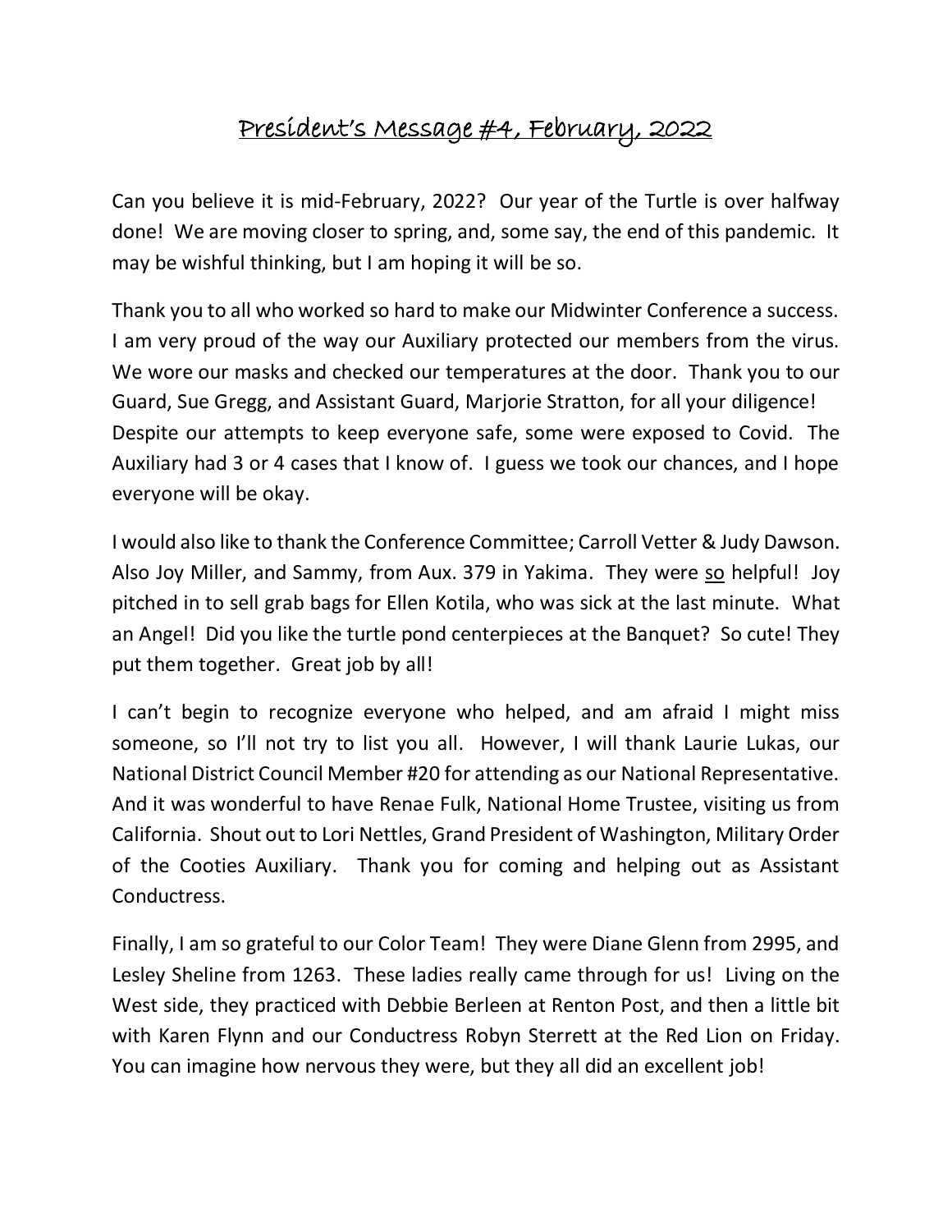# President's Message #4, February, 2022

Can you believe it is mid-February, 2022? Our year of the Turtle is over halfway done! We are moving closer to spring, and, some say, the end of this pandemic. It may be wishful thinking, but I am hoping it will be so.

Thank you to all who worked so hard to make our Midwinter Conference a success. I am very proud of the way our Auxiliary protected our members from the virus. We wore our masks and checked our temperatures at the door. Thank you to our Guard, Sue Gregg, and Assistant Guard, Marjorie Stratton, for all your diligence! Despite our attempts to keep everyone safe, some were exposed to Covid. The Auxiliary had 3 or 4 cases that I know of. I guess we took our chances, and I hope everyone will be okay.

I would also like to thank the Conference Committee; Carroll Vetter & Judy Dawson. Also Joy Miller, and Sammy, from Aux. 379 in Yakima. They were <u>so</u> helpful! Joy pitched in to sell grab bags for Ellen Kotila, who was sick at the last minute. What an Angel! Did you like the turtle pond centerpieces at the Banquet? So cute! They put them together. Great job by all!

I can't begin to recognize everyone who helped, and am afraid I might miss someone, so I'll not try to list you all. However, I will thank Laurie Lukas, our National District Council Member #20 for attending as our National Representative. And it was wonderful to have Renae Fulk, National Home Trustee, visiting us from California. Shout out to Lori Nettles, Grand President of Washington, Military Order of the Cooties Auxiliary. Thank you for coming and helping out as Assistant Conductress.

Finally, I am so grateful to our Color Team! They were Diane Glenn from 2995, and Lesley Sheline from 1263. These ladies really came through for us! Living on the West side, they practiced with Debbie Berleen at Renton Post, and then a little bit with Karen Flynn and our Conductress Robyn Sterrett at the Red Lion on Friday. You can imagine how nervous they were, but they all did an excellent job!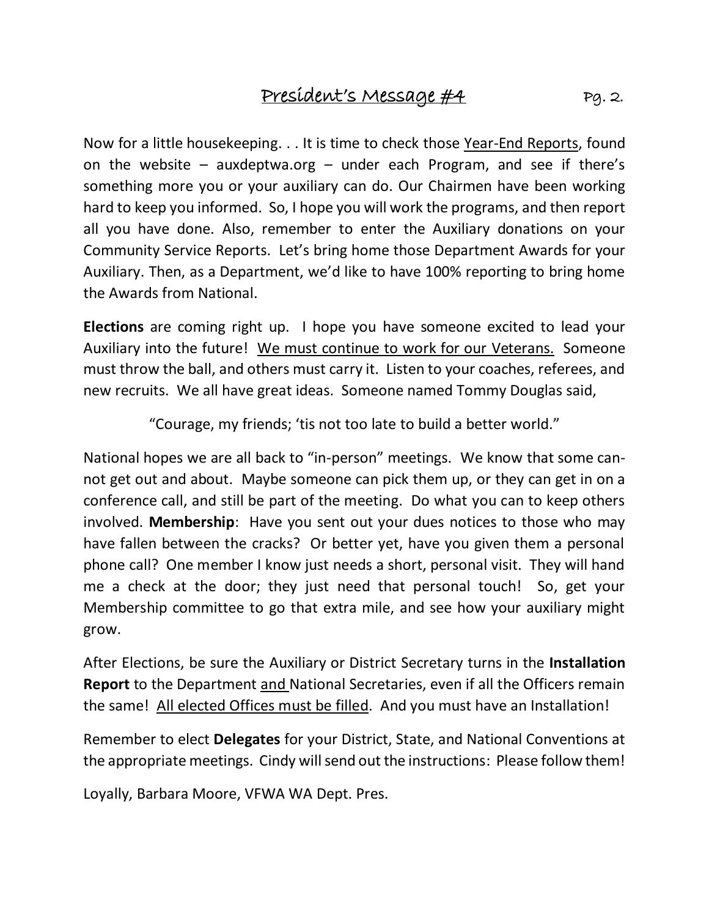## President's Message #4

Now for a little housekeeping. . . It is time to check those Year-End Reports, found on the website – auxdeptwa.org – under each Program, and see if there's something more you or your auxiliary can do. Our Chairmen have been working hard to keep you informed. So, I hope you will work the programs, and then report all you have done. Also, remember to enter the Auxiliary donations on your Community Service Reports. Let's bring home those Department Awards for your Auxiliary. Then, as a Department, we'd like to have 100% reporting to bring home the Awards from National.

**Elections** are coming right up. I hope you have someone excited to lead your Auxiliary into the future! We must continue to work for our Veterans. Someone must throw the ball, and others must carry it. Listen to your coaches, referees, and new recruits. We all have great ideas. Someone named Tommy Douglas said,

"Courage, my friends; 'tis not too late to build a better world."

National hopes we are all back to "in-person" meetings. We know that some cannot get out and about. Maybe someone can pick them up, or they can get in on a conference call, and still be part of the meeting. Do what you can to keep others involved. **Membership**: Have you sent out your dues notices to those who may have fallen between the cracks? Or better yet, have you given them a personal phone call? One member I know just needs a short, personal visit. They will hand me a check at the door; they just need that personal touch! So, get your Membership committee to go that extra mile, and see how your auxiliary might grow.

After Elections, be sure the Auxiliary or District Secretary turns in the **Installation Report** to the Department and National Secretaries, even if all the Officers remain the same! All elected Offices must be filled. And you must have an Installation!

Remember to elect **Delegates** for your District, State, and National Conventions at the appropriate meetings. Cindy will send out the instructions: Please follow them!

Loyally, Barbara Moore, VFWA WA Dept. Pres.